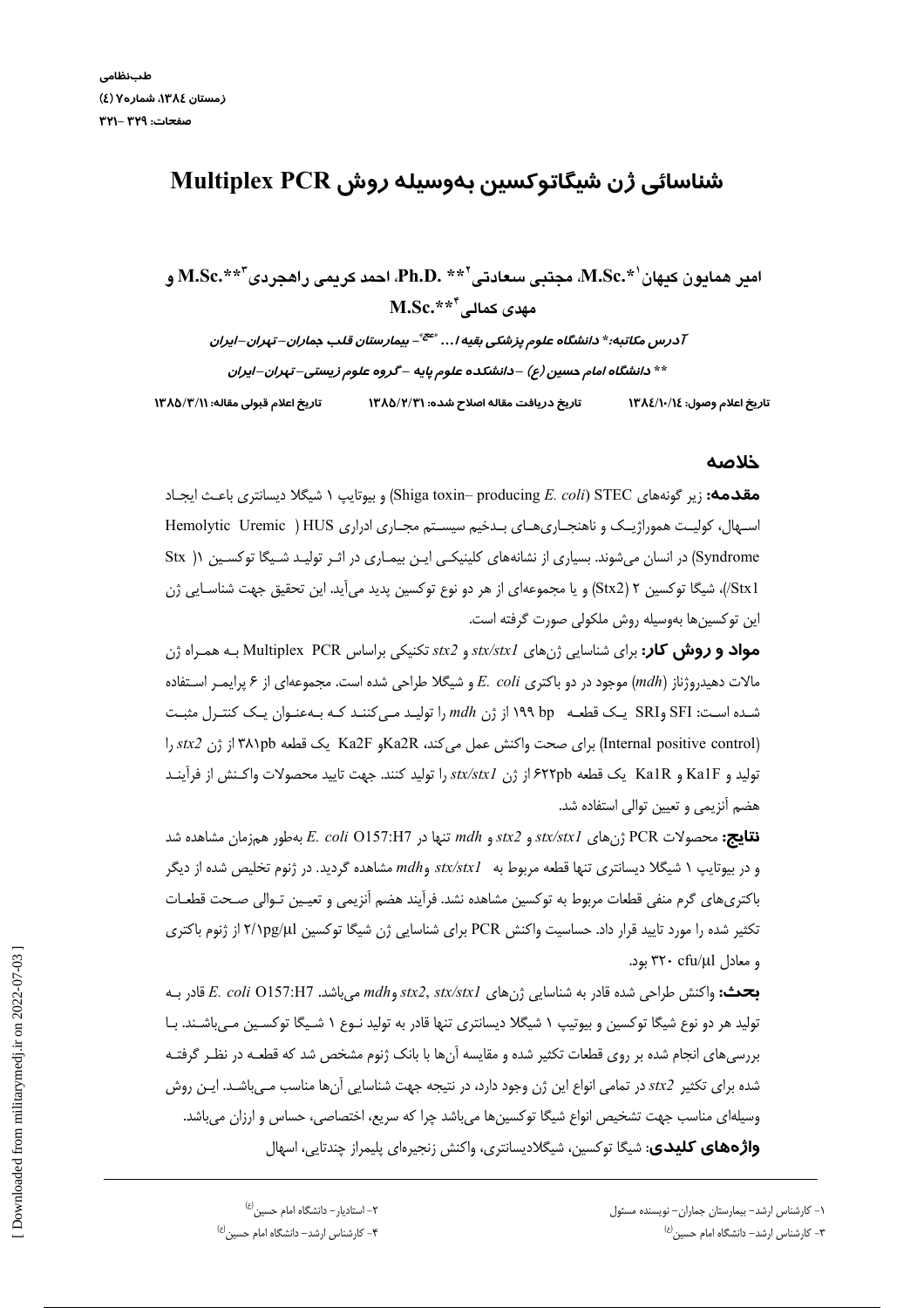# شناسائی ژن شیگاتوکسین به‌وسیله روش Multiplex PCR

**امیر همایون کیهان[1] \*.M.Sc، مجتبی سعادتی[2] \*\* .Ph.D، احمد کریمی راهجردی[3] \*\*.M.Sc و مهدی کمالی[4] \*\*.M.Sc**

*آدرس مکاتبه: \* دانشگاه علوم پزشکی بقیه ا... (عج) - بیمارستان قلب جماران- تهران- ایران*

*\*\* دانشگاه امام حسین (ع) - دانشکده علوم پایه - گروه علوم زیستی- تهران- ایران*

تاریخ اعلام وصول: ۱۳۸٤/۱۰/۱٤ | تاریخ دریافت مقاله اصلاح شده: ۱۳۸۵/۲/۳۱ | تاریخ اعلام قبولی مقاله: ۱۳۸۵/۳/۱۱

## خلاصه

**مقدمه:** زیر گونه‌های STEC (Shiga toxin– producing *E. coli*) و بیوتایپ ۱ شیگلا دیسانتری باعـث ایجـاد اسـهال، کولیـت هموراژیـک و ناهنجـاری‌هـای بـدخیم سیسـتم مجـاری ادراری HUS (Hemolytic Uremic Syndrome) در انسان می‌شوند. بسیاری از نشانه‌های کلینیکـی ایـن بیمـاری در اثـر تولیـد شـیگا توکسـین ۱( Stx /Stx1)، شیگا توکسین ۲ (Stx2) و یا مجموعه‌ای از هر دو نوع توکسین پدید می‌آید. این تحقیق جهت شناسـایی ژن این توکسین‌ها به‌وسیله روش ملکولی صورت گرفته است.

**مواد و روش کار:** برای شناسایی ژن‌های *stx/stx1* و *stx2* تکنیکی براساس Multiplex PCR بـه همـراه ژن مالات دهیدروژناز (*mdh*) موجود در دو باکتری *E. coli* و شیگلا طراحی شده است. مجموعه‌ای از ۶ پرایمـر اسـتفاده شـده اسـت: SFI و SRI یـک قطعـه ۱۹۹ bp از ژن *mdh* را تولیـد مـی‌کننـد کـه بـه‌عنـوان یـک کنتـرل مثبـت (Internal positive control) برای صحت واکنش عمل می‌کند، Ka2R و Ka2F یک قطعه ۳۸۱pb از ژن *stx2* را تولید و Ka1F و Ka1R یک قطعه ۶۲۲pb از ژن *stx/stx1* را تولید کنند. جهت تایید محصولات واکـنش از فرآینـد هضم آنزیمی و تعیین توالی استفاده شد.

**نتایج:** محصولات PCR ژن‌های *stx/stx1* و *stx2* و *mdh* تنها در *E. coli* O157:H7 به‌طور همزمان مشاهده شد و در بیوتایپ ۱ شیگلا دیسانتری تنها قطعه مربوط به *stx/stx1* و *mdh* مشاهده گردید. در ژنوم تخلیص شده از دیگر باکتری‌های گرم منفی قطعات مربوط به توکسین مشاهده نشد. فرآیند هضم آنزیمی و تعیـین تـوالی صـحت قطعـات تکثیر شده را مورد تایید قرار داد. حساسیت واکنش PCR برای شناسایی ژن شیگا توکسین ۲/۱pg/μl از ژنوم باکتری و معادل ۳۲۰ cfu/μl بود.

**بحث:** واکنش طراحی شده قادر به شناسایی ژن‌های *stx2*، *stx/stx1* و *mdh* می‌باشد. *E. coli* O157:H7 قادر بـه تولید هر دو نوع شیگا توکسین و بیوتیپ ۱ شیگلا دیسانتری تنها قادر به تولید نـوع ۱ شـیگا توکسـین مـی‌باشـند. بـا بررسی‌های انجام شده بر روی قطعات تکثیر شده و مقایسه آن‌ها با بانک ژنوم مشخص شد که قطعـه در نظـر گرفتـه شده برای تکثیر *stx2* در تمامی انواع این ژن وجود دارد، در نتیجه جهت شناسایی آن‌ها مناسب مـی‌باشـد. ایـن روش وسیله‌ای مناسب جهت تشخیص انواع شیگا توکسین‌ها می‌باشد چرا که سریع، اختصاصی، حساس و ارزان می‌باشد.

**واژه‌های کلیدی:** شیگا توکسین، شیگلادیسانتری، واکنش زنجیره‌ای پلیمراز چندتایی، اسهال

---

۱- کارشناس ارشد- بیمارستان جماران- نویسنده مسئول

۲- استادیار- دانشگاه امام حسین(ع)

۳- کارشناس ارشد- دانشگاه امام حسین(ع)

۴- کارشناس ارشد- دانشگاه امام حسین(ع)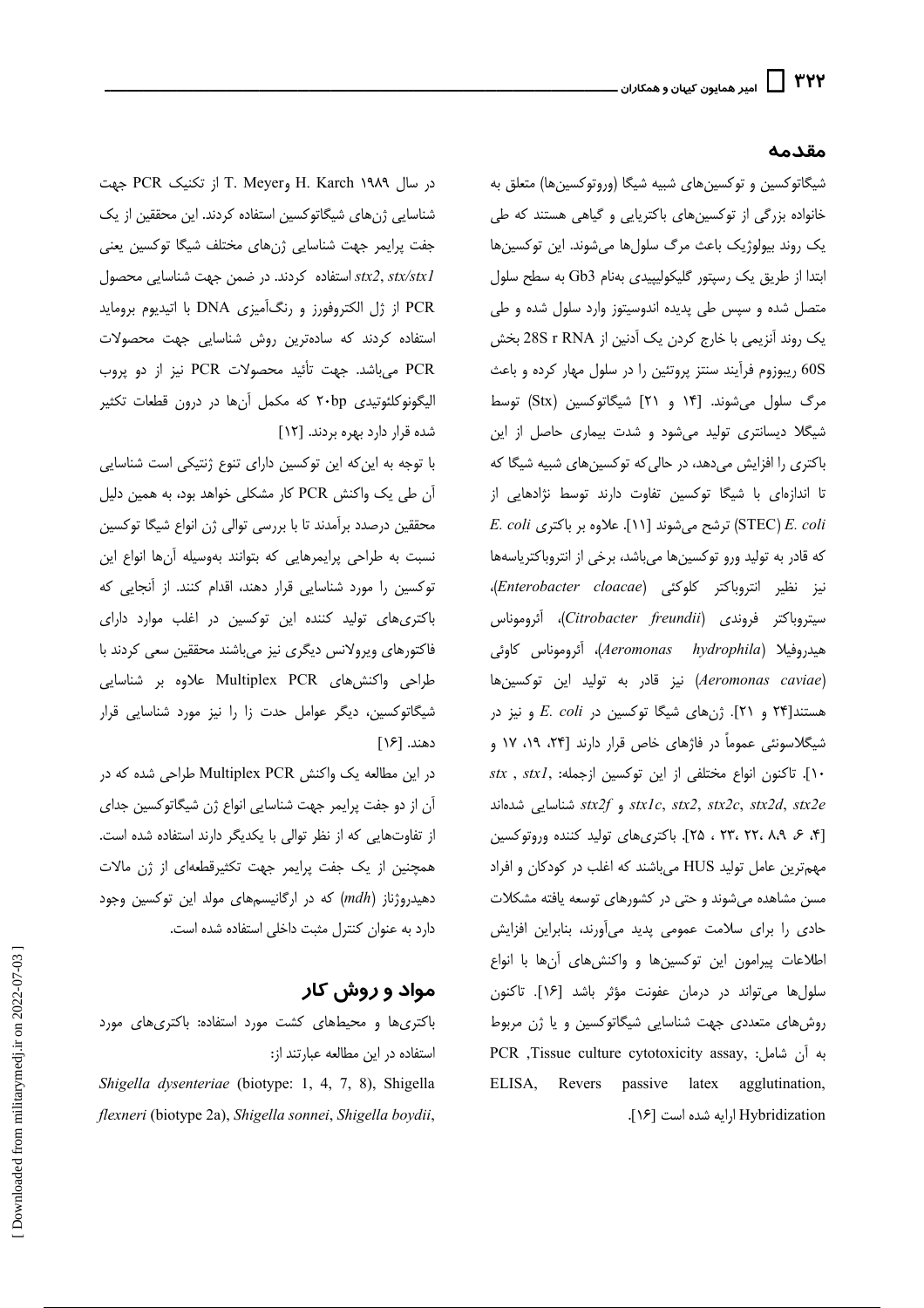## مقدمه

شیگاتوکسین و توکسین‌های شبیه شیگا (وروتوکسین‌ها) متعلق به خانواده بزرگی از توکسین‌های باکتریایی و گیاهی هستند که طی یک روند بیولوژیک باعث مرگ سلول‌ها می‌شوند. این توکسین‌ها ابتدا از طریق یک رسپتور گلیکولیپیدی به‌نام Gb3 به سطح سلول متصل شده و سپس طی پدیده اندوسیتوز وارد سلول شده و طی یک روند آنزیمی با خارج کردن یک آدنین از 28S r RNA بخش 60S ریبوزوم فرآیند سنتز پروتئین را در سلول مهار کرده و باعث مرگ سلول می‌شوند. [۱۴ و ۲۱] شیگاتوکسین (Stx) توسط شیگلا دیسانتری تولید می‌شود و شدت بیماری حاصل از این باکتری را افزایش می‌دهد، در حالی‌که توکسین‌های شبیه شیگا که تا اندازه‌ای با شیگا توکسین تفاوت دارند توسط نژادهایی از *E. coli* (STEC) ترشح می‌شوند [۱۱]. علاوه بر باکتری *E. coli* که قادر به تولید ورو توکسین‌ها می‌باشد، برخی از انتروباکتریاسه‌ها نیز نظیر انتروباکتر کلوکئی (*Enterobacter cloacae*)، سیتروباکتر فروندی (*Citrobacter freundii*)، آئروموناس هیدروفیلا (*Aeromonas hydrophila*)، آئروموناس کاوئی (*Aeromonas caviae*) نیز قادر به تولید این توکسین‌ها هستند[۲۴ و ۲۱]. ژن‌های شیگا توکسین در *E. coli* و نیز در شیگلاسونئی عموماً در فاژهای خاص قرار دارند [۲۴، ۱۹، ۱۷ و ۱۰]. تاکنون انواع مختلفی از این توکسین ازجمله: *stx* , *stx1*, *stx1c*, *stx2*, *stx2c*, *stx2d*, *stx2e* و *stx2f* شناسایی شده‌اند [۴، ۶، ۸،۹، ۲۲، ۲۳ ، ۲۵]. باکتری‌های تولید کننده وروتوکسین مهم‌ترین عامل تولید HUS می‌باشند که اغلب در کودکان و افراد مسن مشاهده می‌شوند و حتی در کشورهای توسعه یافته مشکلات حادی را برای سلامت عمومی پدید می‌آورند، بنابراین افزایش اطلاعات پیرامون این توکسین‌ها و واکنش‌های آن‌ها با انواع سلول‌ها می‌تواند در درمان عفونت مؤثر باشد [۱۶]. تاکنون روش‌های متعددی جهت شناسایی شیگاتوکسین و یا ژن مربوط به آن شامل: PCR ,Tissue culture cytotoxicity assay, ELISA, Revers passive latex agglutination, Hybridization ارایه شده است [۱۶].

در سال ۱۹۸۹ H. Karch و T. Meyer از تکنیک PCR جهت شناسایی ژن‌های شیگاتوکسین استفاده کردند. این محققین از یک جفت پرایمر جهت شناسایی ژن‌های مختلف شیگا توکسین یعنی *stx2*, *stx/stx1* استفاده کردند. در ضمن جهت شناسایی محصول PCR از ژل الکتروفورز و رنگ‌آمیزی DNA با اتیدیوم بروماید استفاده کردند که ساده‌ترین روش شناسایی جهت محصولات PCR می‌باشد. جهت تأئید محصولات PCR نیز از دو پروب الیگونوکلئوتیدی ۲۰bp که مکمل آن‌ها در درون قطعات تکثیر شده قرار دارد بهره بردند. [۱۲]

با توجه به این‌که این توکسین دارای تنوع ژنتیکی است شناسایی آن طی یک واکنش PCR کار مشکلی خواهد بود، به همین دلیل محققین درصدد برآمدند تا با بررسی توالی ژن انواع شیگا توکسین نسبت به طراحی پرایمرهایی که بتوانند به‌وسیله آن‌ها انواع این توکسین را مورد شناسایی قرار دهند، اقدام کنند. از آنجایی که باکتری‌های تولید کننده این توکسین در اغلب موارد دارای فاکتورهای ویرولانس دیگری نیز می‌باشند محققین سعی کردند با طراحی واکنش‌های Multiplex PCR علاوه بر شناسایی شیگاتوکسین، دیگر عوامل حدت زا را نیز مورد شناسایی قرار دهند. [۱۶]

در این مطالعه یک واکنش Multiplex PCR طراحی شده که در آن از دو جفت پرایمر جهت شناسایی انواع ژن شیگاتوکسین جدای از تفاوت‌هایی که از نظر توالی با یکدیگر دارند استفاده شده است. همچنین از یک جفت پرایمر جهت تکثیرقطعه‌ای از ژن مالات دهیدروژناز (*mdh*) که در ارگانیسم‌های مولد این توکسین وجود دارد به عنوان کنترل مثبت داخلی استفاده شده است.

## مواد و روش کار

باکتری‌ها و محیط‌های کشت مورد استفاده: باکتری‌های مورد استفاده در این مطالعه عبارتند از:

*Shigella dysenteriae* (biotype: 1, 4, 7, 8), Shigella *flexneri* (biotype 2a), *Shigella sonnei*, *Shigella boydii*,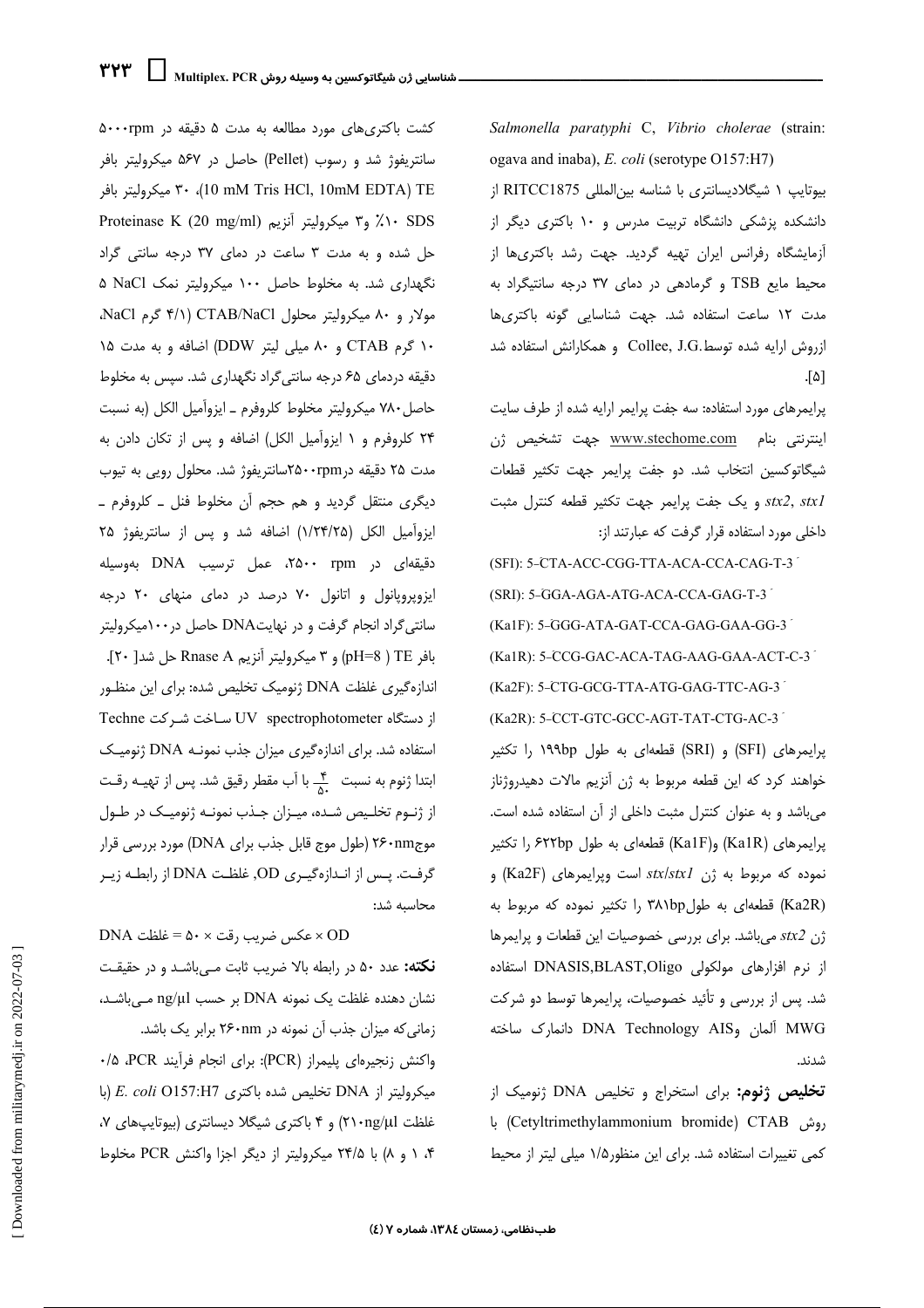*Salmonella paratyphi* C, *Vibrio cholerae* (strain: ogava and inaba), *E. coli* (serotype O157:H7)

بیوتایپ ۱ شیگلادیسانتری با شناسه بین‌المللی RITCC1875 از دانشکده پزشکی دانشگاه تربیت مدرس و ۱۰ باکتری دیگر از آزمایشگاه رفرانس ایران تهیه گردید. جهت رشد باکتری‌ها از محیط مایع TSB و گرمادهی در دمای ۳۷ درجه سانتیگراد به مدت ۱۲ ساعت استفاده شد. جهت شناسایی گونه باکتری‌ها ازروش ارایه شده توسط Collee, J.G. و همکارانش استفاده شد [۵].

پرایمرهای مورد استفاده: سه جفت پرایمر ارایه شده از طرف سایت اینترنتی بنام www.stechome.com جهت تشخیص ژن شیگاتوکسین انتخاب شد. دو جفت پرایمر جهت تکثیر قطعات *stx2*, *stx1* و یک جفت پرایمر جهت تکثیر قطعه کنترل مثبت داخلی مورد استفاده قرار گرفت که عبارتند از:

(SFI): 5'-CTA-ACC-CGG-TTA-ACA-CCA-CAG-T-3'

(SRI): 5'-GGA-AGA-ATG-ACA-CCA-GAG-T-3'

(Ka1F): 5'-GGG-ATA-GAT-CCA-GAG-GAA-GG-3'

(Ka1R): 5'-CCG-GAC-ACA-TAG-AAG-GAA-ACT-C-3'

(Ka2F): 5'-CTG-GCG-TTA-ATG-GAG-TTC-AG-3'

(Ka2R): 5'-CCT-GTC-GCC-AGT-TAT-CTG-AC-3'

پرایمرهای (SFI) و (SRI) قطعه‌ای به طول ۱۹۹bp را تکثیر خواهند کرد که این قطعه مربوط به ژن آنزیم مالات دهیدروژناز می‌باشد و به عنوان کنترل مثبت داخلی از آن استفاده شده است. پرایمرهای (Ka1R) و(Ka1F) قطعه‌ای به طول ۶۲۲bp را تکثیر نموده که مربوط به ژن *stx/stx1* است وپرایمرهای (Ka2F) و (Ka2R) قطعه‌ای به طول۳۸۱bp را تکثیر نموده که مربوط به ژن *stx2* می‌باشد. برای بررسی خصوصیات این قطعات و پرایمرها از نرم افزارهای مولکولی DNASIS,BLAST,Oligo استفاده شد. پس از بررسی و تأئید خصوصیات، پرایمرها توسط دو شرکت MWG آلمان وDNA Technology AIS دانمارک ساخته شدند.

**تخلیص ژنوم:** برای استخراج و تخلیص DNA ژنومیک از روش CTAB (Cetyltrimethylammonium bromide) با کمی تغییرات استفاده شد. برای این منظور۱/۵ میلی لیتر از محیط کشت باکتری‌های مورد مطالعه به مدت ۵ دقیقه در ۵۰۰۰rpm سانتریفوژ شد و رسوب (Pellet) حاصل در ۵۶۷ میکرولیتر بافر TE (10 mM Tris HCl, 10mM EDTA)، ۳۰ میکرولیتر بافر SDS ۱۰٪ و۳ میکرولیتر آنزیم Proteinase K (20 mg/ml) حل شده و به مدت ۳ ساعت در دمای ۳۷ درجه سانتی گراد نگهداری شد. به مخلوط حاصل ۱۰۰ میکرولیتر نمک NaCl ۵ مولار و ۸۰ میکرولیتر محلول CTAB/NaCl (۴/۱ گرم NaCl، ۱۰ گرم CTAB و ۸۰ میلی لیتر DDW) اضافه و به مدت ۱۵ دقیقه دردمای ۶۵ درجه سانتی‌گراد نگهداری شد. سپس به مخلوط حاصل۷۸۰ میکرولیتر مخلوط کلروفرم ـ ایزوآمیل الکل (به نسبت ۲۴ کلروفرم و ۱ ایزوآمیل الکل) اضافه و پس از تکان دادن به مدت ۲۵ دقیقه در۲۵۰۰rpmسانتریفوژ شد. محلول رویی به تیوب دیگری منتقل گردید و هم حجم آن مخلوط فنل ـ کلروفرم ـ ایزوآمیل الکل (۱/۲۴/۲۵) اضافه شد و پس از سانتریفوژ ۲۵ دقیقه‌ای در ۲۵۰۰ rpm، عمل ترسیب DNA به‌وسیله ایزوپروپانول و اتانول ۷۰ درصد در دمای منهای ۲۰ درجه سانتی‌گراد انجام گرفت و در نهایتDNA حاصل در۱۰۰میکرولیتر بافر TE ( pH=8) و ۳ میکرولیتر آنزیم Rnase A حل شد[ ۲۰].

اندازه‌گیری غلظت DNA ژنومیک تخلیص شده: برای این منظـور از دستگاه UV spectrophotometer سـاخت شـرکت Techne استفاده شد. برای اندازه‌گیری میزان جذب نمونـه DNA ژنومیـک ابتدا ژنوم به نسبت $\frac{4}{50}$ با آب مقطر رقیق شد. پس از تهیـه رقـت از ژنـوم تخلـیص شـده، میـزان جـذب نمونـه ژنومیـک در طـول موج۲۶۰nm (طول موج قابل جذب برای DNA) مورد بررسی قرار گرفت. پـس از انـدازه‌گیـری OD, غلظـت DNA از رابطـه زیـر محاسبه شد:

OD × عکس ضریب رقت × ۵۰ = غلظت DNA

**نکته:** عدد ۵۰ در رابطه بالا ضریب ثابت مـی‌باشـد و در حقیقـت نشان دهنده غلظت یک نمونه DNA بر حسب ng/µl مـی‌باشـد، زمانی‌که میزان جذب آن نمونه در ۲۶۰nm برابر یک باشد.

واکنش زنجیره‌ای پلیمراز (PCR): برای انجام فرآیند PCR، ۰/۵ میکرولیتر از DNA تخلیص شده باکتری *E. coli* O157:H7 (با غلظت ۲۱۰ng/µl) و ۴ باکتری شیگلا دیسانتری (بیوتایپ‌های ۷، ۴، ۱ و ۸) با ۲۴/۵ میکرولیتر از دیگر اجزا واکنش PCR مخلوط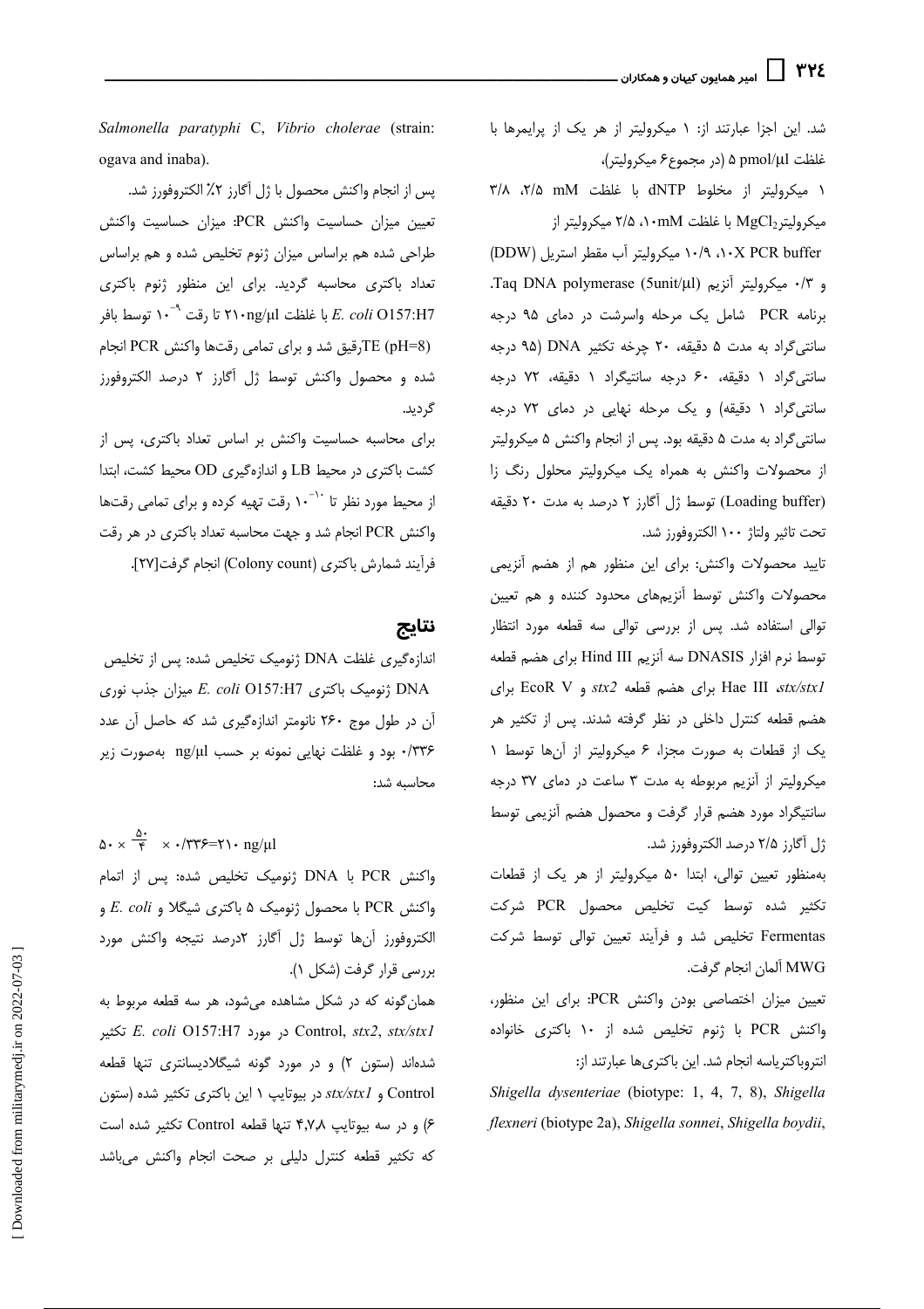شد. این اجزا عبارتند از: ۱ میکرولیتر از هر یک از پرایمرها با غلظت ۵ pmol/µl (در مجموع۶ میکرولیتر)،

۱ میکرولیتر از مخلوط dNTP با غلظت ۲/۵ mM، ۳/۸ میکرولیتر$MgCl_2$ با غلظت ۱۰mM، ۲/۵ میکرولیتر از ۱۰X PCR buffer، ۱۰/۹ میکرولیتر آب مقطر استریل (DDW) و ۰/۳ میکرولیتر آنزیم Taq DNA polymerase (5unit/µl).

برنامه PCR شامل یک مرحله واسرشت در دمای ۹۵ درجه سانتی‌گراد به مدت ۵ دقیقه، ۲۰ چرخه تکثیر DNA (۹۵ درجه سانتی‌گراد ۱ دقیقه، ۶۰ درجه سانتیگراد ۱ دقیقه، ۷۲ درجه سانتی‌گراد ۱ دقیقه) و یک مرحله نهایی در دمای ۷۲ درجه سانتی‌گراد به مدت ۵ دقیقه بود. پس از انجام واکنش ۵ میکرولیتر از محصولات واکنش به همراه یک میکرولیتر محلول رنگ زا (Loading buffer) توسط ژل آگارز ۲ درصد به مدت ۲۰ دقیقه تحت تاثیر ولتاژ ۱۰۰ الکتروفورز شد.

تایید محصولات واکنش: برای این منظور هم از هضم آنزیمی محصولات واکنش توسط آنزیم‌های محدود کننده و هم تعیین توالی استفاده شد. پس از بررسی توالی سه قطعه مورد انتظار توسط نرم افزار DNASIS سه آنزیم Hind III برای هضم قطعه *stx/stx1*، Hae III برای هضم قطعه *stx2* و EcoR V برای هضم قطعه کنترل داخلی در نظر گرفته شدند. پس از تکثیر هر یک از قطعات به صورت مجزا، ۶ میکرولیتر از آن‌ها توسط ۱ میکرولیتر از آنزیم مربوطه به مدت ۳ ساعت در دمای ۳۷ درجه سانتیگراد مورد هضم قرار گرفت و محصول هضم آنزیمی توسط ژل آگارز ۲/۵ درصد الکتروفورز شد.

به‌منظور تعیین توالی، ابتدا ۵۰ میکرولیتر از هر یک از قطعات تکثیر شده توسط کیت تخلیص محصول PCR شرکت Fermentas تخلیص شد و فرآیند تعیین توالی توسط شرکت MWG آلمان انجام گرفت.

تعیین میزان اختصاصی بودن واکنش PCR: برای این منظور، واکنش PCR با ژنوم تخلیص شده از ۱۰ باکتری خانواده انتروباکتریاسه انجام شد. این باکتری‌ها عبارتند از:

*Shigella dysenteriae* (biotype: 1, 4, 7, 8), *Shigella flexneri* (biotype 2a), *Shigella sonnei*, *Shigella boydii*, *Salmonella paratyphi* C, *Vibrio cholerae* (strain: ogava and inaba).

پس از انجام واکنش محصول با ژل آگارز ۲٪ الکتروفورز شد.

تعیین میزان حساسیت واکنش PCR: میزان حساسیت واکنش طراحی شده هم براساس میزان ژنوم تخلیص شده و هم براساس تعداد باکتری محاسبه گردید. برای این منظور ژنوم باکتری *E. coli* O157:H7 با غلظت ۲۱۰ng/µl تا رقت $10^{-9}$ توسط بافر TE (pH=8)رقیق شد و برای تمامی رقت‌ها واکنش PCR انجام شده و محصول واکنش توسط ژل آگارز ۲ درصد الکتروفورز گردید.

برای محاسبه حساسیت واکنش بر اساس تعداد باکتری، پس از کشت باکتری در محیط LB و اندازه‌گیری OD محیط کشت، ابتدا از محیط مورد نظر تا $10^{-10}$ رقت تهیه کرده و برای تمامی رقت‌ها واکنش PCR انجام شد و جهت محاسبه تعداد باکتری در هر رقت فرآیند شمارش باکتری (Colony count) انجام گرفت[27].

## نتایج

اندازه‌گیری غلظت DNA ژنومیک تخلیص شده: پس از تخلیص DNA ژنومیک باکتری *E. coli* O157:H7 میزان جذب نوری آن در طول موج ۲۶۰ نانومتر اندازه‌گیری شد که حاصل آن عدد ۰/۳۳۶ بود و غلظت نهایی نمونه بر حسب ng/µl به‌صورت زیر محاسبه شد:

$$۵۰ \times \frac{۵۰}{۴} \times ۰/۳۳۶ = ۲۱۰ \text{ ng/µl}$$

واکنش PCR با DNA ژنومیک تخلیص شده: پس از اتمام واکنش PCR با محصول ژنومیک ۵ باکتری شیگلا و *E. coli* و الکتروفورز آن‌ها توسط ژل آگارز ۲درصد نتیجه واکنش مورد بررسی قرار گرفت (شکل ۱).

همان‌گونه که در شکل مشاهده می‌شود، هر سه قطعه مربوط به Control, *stx2*, *stx/stx1* در مورد *E. coli* O157:H7 تکثیر شده‌اند (ستون ۲) و در مورد گونه شیگلادیسانتری تنها قطعه Control و *stx/stx1* در بیوتایپ ۱ این باکتری تکثیر شده (ستون ۶) و در سه بیوتایپ ۴،۷،۸ تنها قطعه Control تکثیر شده است که تکثیر قطعه کنترل دلیلی بر صحت انجام واکنش می‌باشد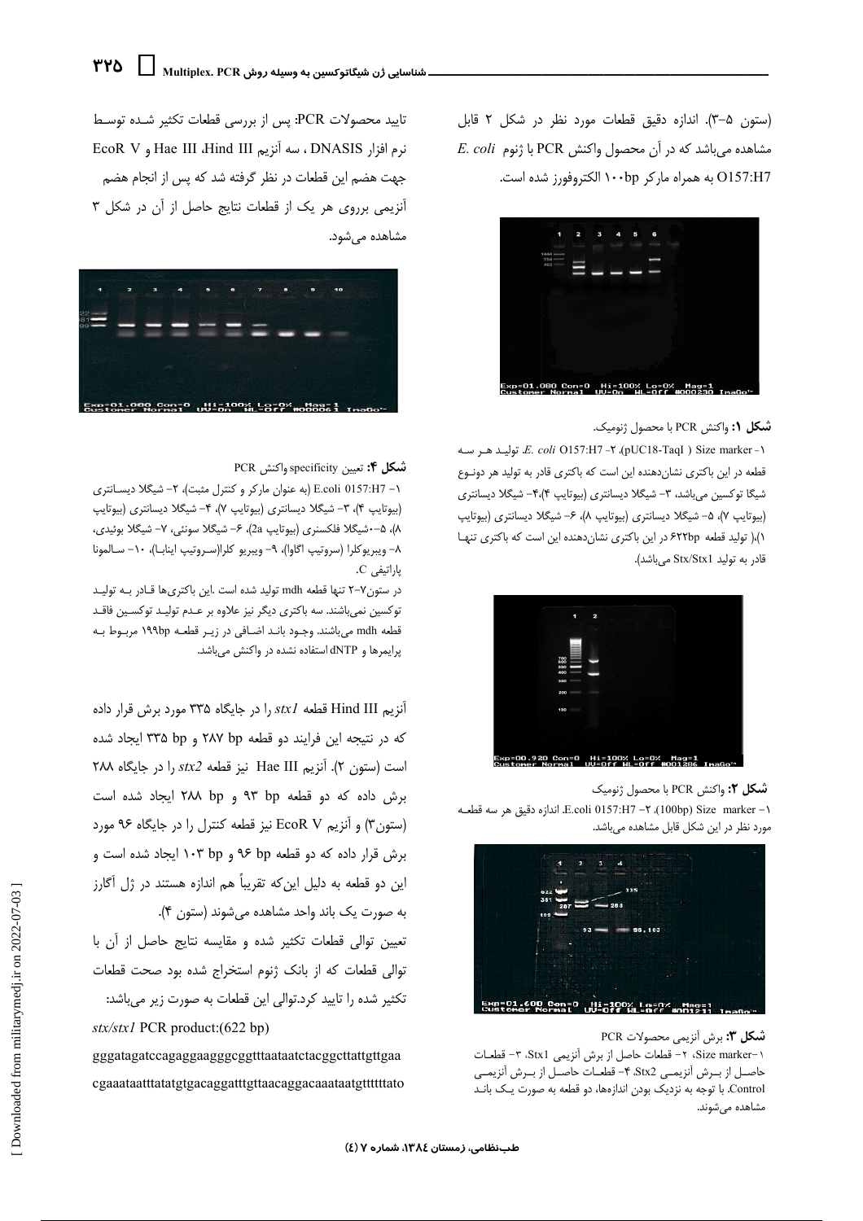(ستون ۵-۳). اندازه دقیق قطعات مورد نظر در شکل ۲ قابل مشاهده می‌باشد که در آن محصول واکنش PCR با ژنوم *E. coli* O157:H7 به همراه مارکر ۱۰۰bp الکتروفورز شده است.

**شکل ۱:** واکنش PCR با محصول ژنومیک.

۱- Size marker (pUC18-TaqI)، ۲- *E. coli* O157:H7. تولید هر سه قطعه در این باکتری نشان‌دهنده این است که باکتری قادر به تولید هر دونوع شیگا توکسین می‌باشد، ۳- شیگلا دیسانتری (بیوتایپ ۴)، ۴- شیگلا دیسانتری (بیوتایپ ۷)، ۵- شیگلا دیسانتری (بیوتایپ ۸)، ۶- شیگلا دیسانتری (بیوتایپ ۱)،( تولید قطعه ۶۲۲bp در این باکتری نشان‌دهنده این است که باکتری تنها قادر به تولید Stx/Stx1 می‌باشد).

**شکل ۲:** واکنش PCR با محصول ژنومیک

۱- Size marker (100bp)، ۲- E.coli 0157:H7، اندازه دقیق هر سه قطعه مورد نظر در این شکل قابل مشاهده می‌باشد.

**شکل ۳:** برش آنزیمی محصولات PCR

۱-Size marker، ۲- قطعات حاصل از برش آنزیمی Stx1، ۳- قطعات حاصل از برش آنزیمی Stx2، ۴- قطعات حاصل از برش آنزیمی Control. با توجه به نزدیک بودن اندازه‌ها، دو قطعه به صورت یک باند مشاهده می‌شوند.

تایید محصولات PCR: پس از بررسی قطعات تکثیر شده توسط نرم افزار DNASIS ، سه آنزیم Hind III ،Hae III و EcoR V جهت هضم این قطعات در نظر گرفته شد که پس از انجام هضم آنزیمی برروی هر یک از قطعات نتایج حاصل از آن در شکل ۳ مشاهده می‌شود.

**شکل ۴:** تعیین specificity واکنش PCR

۱- E.coli 0157:H7 (به عنوان مارکر و کنترل مثبت)، ۲- شیگلا دیسانتری (بیوتایپ ۴)، ۳- شیگلا دیسانتری (بیوتایپ ۷)، ۴- شیگلا دیسانتری (بیوتایپ ۸)، ۵- شیگلا فلکسنری (بیوتایپ 2a)، ۶- شیگلا سونئی، ۷- شیگلا بوئیدی، ۸- ویبریوکلرا (سروتیپ اگاوا)، ۹- ویبریو کلرا(سروتیپ اینابا)، ۱۰- سالمونا پاراتیفی C.

در ستون۷-۲ تنها قطعه mdh تولید شده است .این باکتری‌ها قادر به تولید توکسین نمی‌باشند. سه باکتری دیگر نیز علاوه بر عدم تولید توکسین فاقد قطعه mdh می‌باشند. وجود باند اضافی در زیر قطعه ۱۹۹bp مربوط به پرایمرها و dNTP استفاده نشده در واکنش می‌باشد.

آنزیم Hind III قطعه *stx1* را در جایگاه ۳۳۵ مورد برش قرار داده که در نتیجه این فرایند دو قطعه ۲۸۷ bp و ۳۳۵ bp ایجاد شده است (ستون ۲). آنزیم Hae III نیز قطعه *stx2* را در جایگاه ۲۸۸ برش داده که دو قطعه ۹۳ bp و ۲۸۸ bp ایجاد شده است (ستون۳) و آنزیم EcoR V نیز قطعه کنترل را در جایگاه ۹۶ مورد برش قرار داده که دو قطعه ۹۶ bp و ۱۰۳ bp ایجاد شده است و این دو قطعه به دلیل این‌که تقریباً هم اندازه هستند در ژل آگارز به صورت یک باند واحد مشاهده می‌شوند (ستون ۴).

تعیین توالی قطعات تکثیر شده و مقایسه نتایج حاصل از آن با توالی قطعات که از بانک ژنوم استخراج شده بود صحت قطعات تکثیر شده را تایید کرد.توالی این قطعات به صورت زیر می‌باشد:

*stx/stx1* PCR product:(622 bp)

gggatagatccagaggaagggcggtttaataatctacggcttattgttgaa

cgaaataatttatatgtgacaggatttgttaacaggacaaataatgttttttato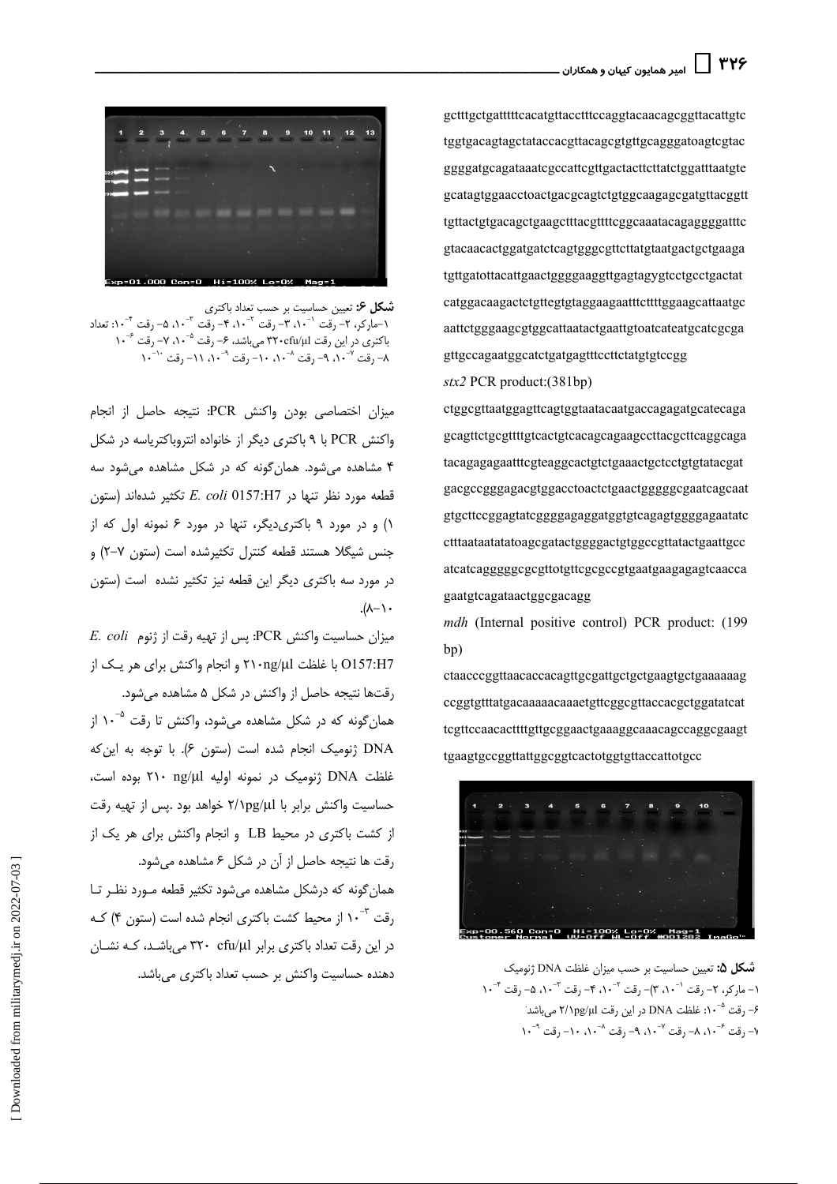gctttgctgatttttcacatgttacctttccaggtacaacagcggttacattgtc
tggtgacagtagctataccacgttacagcgtgttgcagggatoagtcgtac
ggggatgcagataaatcgccattcgttgactacttcttatctggatttaatgtc
gcatagtggaacctoactgacgcagtctgtggcaagagcgatgttacggtt
tgttactgtgacagctgaagctttacgttttcggcaaatacagaggggatttc
gtacaacactggatgatctcagtgggcgttcttatgtaatgactgctgaaga
tgttgatottacattgaactggggaaggttgagtagygtcctgcctgactat
catggacaagactctgttegtgtaggaagaatttcttttggaagcattaatgc
aattctgggaagcgtggcattaatactgaattgtoatcatcatgcatcgcga
gttgccagaatggcatctgatgagtttccttctatgtgtccgg

*stx2* PCR product:(381bp)

ctggcgttaatggagttcagtggtaatacaatgaccagagatgcatccaga
gcagttctgcgttttgtcactgtcacagcagaagccttacgcttcaggcaga
tacagagagaatttcgteaggcactgtctgaaactgctcctgtgtatacgat
gacgccgggagacgtggacctoactctgaactgggggcgaatcagcaat
gtgcttccggagtatcggggagaggatggtgtcagagtggggagaatatc
ctttaataatatatoagcgatactggggactgtggccgttatactgaattgcc
atcatcaggggcgcgttotgttcgcgccgtgaatgaagagagtcaacca
gaatgtcagataactggcgacagg

*mdh* (Internal positive control) PCR product: (199 bp)

ctaacccggttaacaccacagttgcgattgctgctgaagtgctgaaaaaag
ccggtgtttatgacaaaaacaaaetgttcggcgttaccacgctggatatcat
tcgttccaacacttttgttgcggaactgaaaggcaaacagccaggcgaagt
tgaagtgccggttattggcggtcactotggtgttaccattotgcc

**شکل ۵:** تعیین حساسیت بر حسب میزان غلظت DNA ژنومیک
۱- مارکر، ۲- رقت $10^{-1}$، ۳)- رقت $10^{-2}$، ۴- رقت $10^{-3}$، ۵- رقت $10^{-4}$
۶- رقت $10^{-5}$: غلظت DNA در این رقت ۲/۱pg/µl می‌باشد.
۷- رقت $10^{-6}$، ۸- رقت $10^{-7}$، ۹- رقت $10^{-8}$، ۱۰- رقت $10^{-9}$

**شکل ۶:** تعیین حساسیت بر حسب تعداد باکتری
۱-مارکر، ۲- رقت $10^{-1}$، ۳- رقت $10^{-2}$، ۴- رقت $10^{-3}$، ۵- رقت $10^{-4}$: تعداد باکتری در این رقت ۳۲۰cfu/µl می‌باشد، ۶- رقت $10^{-5}$، ۷- رقت $10^{-6}$
۸- رقت $10^{-7}$، ۹- رقت $10^{-8}$، ۱۰- رقت $10^{-9}$، ۱۱- رقت $10^{-10}$

میزان اختصاصی بودن واکنش PCR: نتیجه حاصل از انجام واکنش PCR با ۹ باکتری دیگر از خانواده انتروباکتریاسه در شکل ۴ مشاهده می‌شود. همان‌گونه که در شکل مشاهده می‌شود سه قطعه مورد نظر تنها در *E. coli* O157:H7 تکثیر شده‌اند (ستون ۱) و در مورد ۹ باکتری‌دیگر، تنها در مورد ۶ نمونه اول که از جنس شیگلا هستند قطعه کنترل تکثیرشده است (ستون ۷-۲) و در مورد سه باکتری دیگر این قطعه نیز تکثیر نشده است (ستون ۱۰-۸).

میزان حساسیت واکنش PCR: پس از تهیه رقت از ژنوم *E. coli* O157:H7 با غلظت ۲۱۰ng/µl و انجام واکنش برای هر یک از رقت‌ها نتیجه حاصل از واکنش در شکل ۵ مشاهده می‌شود.

همان‌گونه که در شکل مشاهده می‌شود، واکنش تا رقت $10^{-5}$ از DNA ژنومیک انجام شده است (ستون ۶). با توجه به این‌که غلظت DNA ژنومیک در نمونه اولیه ۲۱۰ ng/µl بوده است، حساسیت واکنش برابر با ۲/۱pg/µl خواهد بود .پس از تهیه رقت از کشت باکتری در محیط LB و انجام واکنش برای هر یک از رقت ها نتیجه حاصل از آن در شکل ۶ مشاهده می‌شود.

همان‌گونه که درشکل مشاهده می‌شود تکثیر قطعه مـورد نظـر تـا رقت $10^{-3}$ از محیط کشت باکتری انجام شده است (ستون ۴) کـه در این رقت تعداد باکتری برابر cfu/µl ۳۲۰ می‌باشـد، کـه نشـان دهنده حساسیت واکنش بر حسب تعداد باکتری می‌باشد.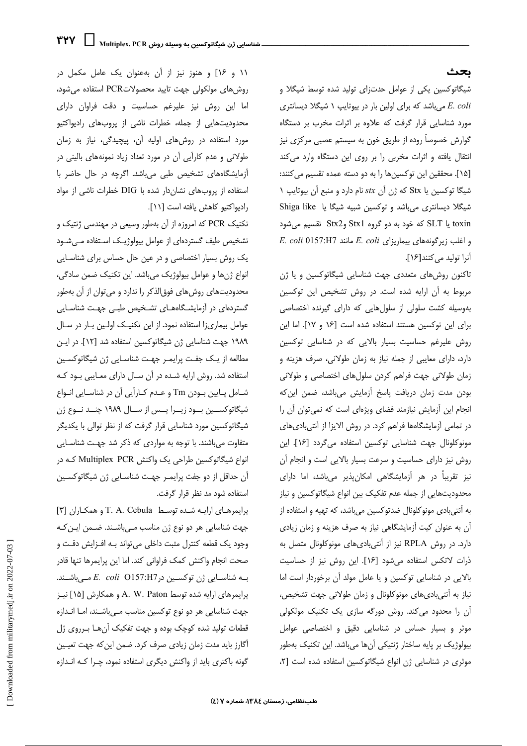## بحث

شیگاتوکسین یکی از عوامل حدت‌زای تولید شده توسط شیگلا و *E. coli* می‌باشد که برای اولین بار در بیوتایپ ۱ شیگلا دیسانتری مورد شناسایی قرار گرفت که علاوه بر اثرات مخرب بر دستگاه گوارش خصوصاً روده از طریق خون به سیستم عصبی مرکزی نیز انتقال یافته و اثرات مخربی را بر روی این دستگاه وارد می‌کند [۱۵]. محققین این توکسین‌ها را به دو دسته عمده تقسیم می‌کنند: شیگا توکسین یا Stx که ژن آن *stx* نام دارد و منبع آن بیوتایپ ۱ شیگلا دیسانتری می‌باشد و توکسین شبیه شیگا یا Shiga like toxin یا SLT که خود به دو گروه Stx1 وStx2 تقسیم می‌شود و اغلب زیرگونه‌های بیماریزای *E. coli* مانند *E. coli* 0157:H7 آنرا تولید می‌کنند[۱۶].

تاکنون روش‌های متعددی جهت شناسایی شیگاتوکسین و یا ژن مربوط به آن ارایه شده است. در روش تشخیص این توکسین بوسیله کشت سلولی از سلول‌هایی که دارای گیرنده اختصاصی برای این توکسین هستند استفاده شده است [۱۶ و ۱۷]. اما این روش علیرغم حساسیت بسیار بالایی که در شناسایی توکسین دارد، دارای معایبی از جمله نیاز به زمان طولانی، صرف هزینه و زمان طولانی جهت فراهم کردن سلول‌های اختصاصی و طولانی بودن مدت زمان دریافت پاسخ آزمایش می‌باشد، ضمن این‌که انجام این آزمایش نیازمند فضای ویژه‌ای است که نمی‌توان آن را در تمامی آزمایشگاه‌ها فراهم کرد. در روش الایزا از آنتی‌بادی‌های مونوکلونال جهت شناسایی توکسین استفاده می‌گردد [۱۶]. این روش نیز دارای حساسیت و سرعت بسیار بالایی است و انجام آن نیز تقریباً در هر آزمایشگاهی امکان‌پذیر می‌باشد، اما دارای محدودیت‌هایی از جمله عدم تفکیک بین انواع شیگاتوکسین و نیاز به آنتی‌بادی مونوکلونال ضدتوکسین می‌باشد، که تهیه و استفاده از آن به عنوان کیت آزمایشگاهی نیاز به صرف هزینه و زمان زیادی دارد. در روش RPLA نیز از آنتی‌بادی‌های مونوکلونال متصل به ذرات لاتکس استفاده می‌شود [۱۶]. این روش نیز از حساسیت بالایی در شناسایی توکسین و یا عامل مولد آن برخوردار است اما نیاز به آنتی‌بادی‌های مونوکلونال و زمان طولانی جهت تشخیص، آن را محدود می‌کند. روش دورگه سازی یک تکنیک مولکولی موثر و بسیار حساس در شناسایی دقیق و اختصاصی عوامل بیولوژیک بر پایه ساختار ژنتیکی آن‌ها می‌باشد. این تکنیک به‌طور موثری در شناسایی ژن انواع شیگاتوکسین استفاده شده است [۲، ۱۱ و ۱۶] و هنوز نیز از آن به‌عنوان یک عامل مکمل در روش‌های مولکولی جهت تایید محصولاتPCR استفاده می‌شود، اما این روش نیز علیرغم حساسیت و دقت فراوان دارای محدودیت‌هایی از جمله، خطرات ناشی از پروب‌های رادیواکتیو مورد استفاده در روش‌های اولیه آن، پیچیدگی، نیاز به زمان طولانی و عدم کارآیی آن در مورد تعداد زیاد نمونه‌های بالینی در آزمایشگاه‌های تشخیص طبی می‌باشد. اگرچه در حال حاضر با استفاده از پروب‌های نشان‌دار شده با DIG خطرات ناشی از مواد رادیواکتیو کاهش یافته است [۱۱].

تکنیک PCR که امروزه از آن به‌طور وسیعی در مهندسی ژنتیک و تشخیص طیف گسترده‌ای از عوامل بیولوژیک استفاده می‌شود یک روش بسیار اختصاصی و در عین حال حساس برای شناسایی انواع ژن‌ها و عوامل بیولوژیک می‌باشد. این تکنیک ضمن سادگی، محدودیت‌های روش‌های فوق‌الذکر را ندارد و می‌توان از آن به‌طور گسترده‌ای در آزمایشگاه‌های تشخیص طبی جهت شناسایی عوامل بیماری‌زا استفاده نمود. از این تکنیک اولین بار در سال ۱۹۸۹ جهت شناسایی ژن شیگاتوکسین استفاده شد [۱۲]. در این مطالعه از یک جفت پرایمر جهت شناسایی ژن شیگاتوکسین استفاده شد. روش ارایه شده در آن سال دارای معایبی بود که شامل پایین بودن Tm و عدم کارآیی آن در شناسایی انواع شیگاتوکسین بود زیرا پس از سال ۱۹۸۹ چند نوع ژن شیگاتوکسین مورد شناسایی قرار گرفت که از نظر توالی با یکدیگر متفاوت می‌باشند. با توجه به مواردی که ذکر شد جهت شناسایی انواع شیگاتوکسین طراحی یک واکنش Multiplex PCR که در آن حداقل از دو جفت پرایمر جهت شناسایی ژن شیگاتوکسین استفاده شود مد نظر قرار گرفت.

پرایمرهای ارایه شده توسط T. A. Cebula و همکاران [۳] جهت شناسایی هر دو نوع ژن مناسب می‌باشند. ضمن این‌که وجود یک قطعه کنترل مثبت داخلی می‌تواند به افزایش دقت و صحت انجام واکنش کمک فراوانی کند. اما این پرایمرها تنها قادر به شناسایی ژن توکسین در*E. coli* O157:H7 می‌باشند. پرایمرهای ارایه شده توسط A. W. Paton و همکارش [۱۵] نیز جهت شناسایی هر دو نوع توکسین مناسب می‌باشند، اما اندازه قطعات تولید شده کوچک بوده و جهت تفکیک آن‌ها برروی ژل آگارز باید مدت زمان زیادی صرف کرد. ضمن این‌که جهت تعیین گونه باکتری باید از واکنش دیگری استفاده نمود، چرا که اندازه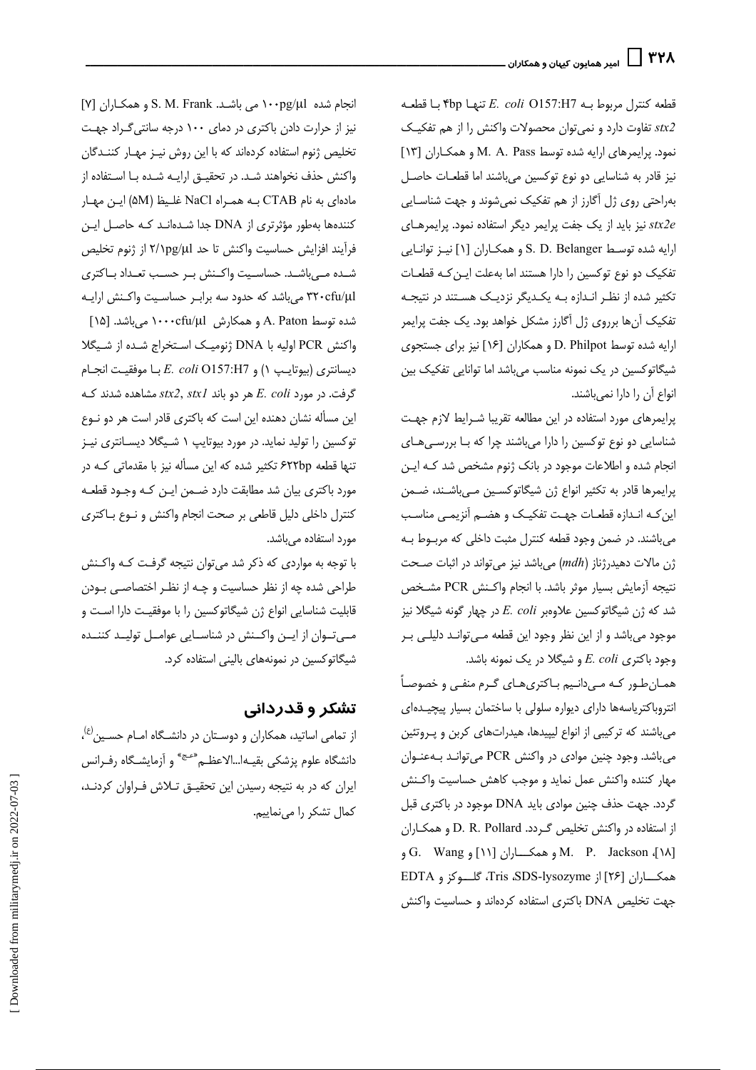قطعه کنترل مربوط بـه *E. coli* O157:H7 تنهـا 4bp بـا قطعـه *stx2* تفاوت دارد و نمی‌توان محصولات واکنش را از هم تفکیـک نمود. پرایمرهای ارایه شده توسط M. A. Pass و همکـاران [13] نیز قادر به شناسایی دو نوع توکسین می‌باشند اما قطعـات حاصـل به‌راحتی روی ژل آگارز از هم تفکیک نمی‌شوند و جهت شناسـایی *stx2e* نیز باید از یک جفت پرایمر دیگر استفاده نمود. پرایمرهـای ارایه شده توسـط S. D. Belanger و همکـاران [1] نیـز توانـایی تفکیک دو نوع توکسین را دارا هستند اما به‌علت ایـن‌کـه قطعـات تکثیر شده از نظـر انـدازه بـه یکـدیگر نزدیـک هسـتند در نتیجـه تفکیک آن‌ها برروی ژل آگارز مشکل خواهد بود. یک جفت پرایمر ارایه شده توسط D. Philpot و همکاران [16] نیز برای جستجوی شیگاتوکسین در یک نمونه مناسب می‌باشد اما توانایی تفکیک بین انواع آن را دارا نمی‌باشند.

پرایمرهای مورد استفاده در این مطالعه تقریبا شـرایط لازم جهـت شناسایی دو نوع توکسین را دارا می‌باشند چرا که بـا بررسـی‌هـای انجام شده و اطلاعات موجود در بانک ژنوم مشخص شد کـه ایـن پرایمرها قادر به تکثیر انواع ژن شیگاتوکسـین مـی‌باشـند، ضـمن این‌کـه انـدازه قطعـات جهـت تفکیـک و هضـم آنزیمـی مناسـب می‌باشند. در ضمن وجود قطعه کنترل مثبت داخلی که مربـوط بـه ژن مالات دهیدرژناز (*mdh*) می‌باشد نیز می‌تواند در اثبات صـحت نتیجه آزمایش بسیار موثر باشد. با انجام واکـنش PCR مشـخص شد که ژن شیگاتوکسین علاوه‌بر *E. coli* در چهار گونه شیگلا نیز موجود می‌باشد و از این نظر وجود این قطعه مـی‌توانـد دلیلـی بـر وجود باکتری *E. coli* و شیگلا در یک نمونه باشد.

همـان‌طـور کـه مـی‌دانـیم بـاکتری‌هـای گـرم منفـی و خصوصـاً انتروباکتریاسه‌ها دارای دیواره سلولی با ساختمان بسیار پیچیـده‌ای می‌باشند که ترکیبی از انواع لیپیدها، هیدرات‌های کربن و پـروتئین می‌باشد. وجود چنین موادی در واکنش PCR می‌توانـد بـه‌عنـوان مهار کننده واکنش عمل نماید و موجب کاهش حساسیت واکـنش گردد. جهت حذف چنین موادی باید DNA موجود در باکتری قبل از استفاده در واکنش تخلیص گـردد. D. R. Pollard و همکـاران [18]، M. P. Jackson و همکـــاران [11] و G. Wang و همکـــاران [26] از SDS-lysozyme، Tris، گلـــوکز و EDTA جهت تخلیص DNA باکتری استفاده کرده‌اند و حساسیت واکنش انجام شده 100pg/µl می باشـد. S. M. Frank و همکـاران [7] نیز از حرارت دادن باکتری در دمای 100 درجه سانتی‌گـراد جهـت تخلیص ژنوم استفاده کرده‌اند که با این روش نیـز مهـار کننـدگان واکنش حذف نخواهند شـد. در تحقیـق ارایـه شـده بـا اسـتفاده از ماده‌ای به نام CTAB بـه همـراه NaCl غلـیظ (5M) ایـن مهـار کننده‌ها به‌طور مؤثرتری از DNA جدا شـده‌انـد کـه حاصـل ایـن فرآیند افزایش حساسیت واکنش تا حد 2/1pg/µl از ژنوم تخلیص شـده مـی‌باشـد. حساسـیت واکـنش بـر حسـب تعـداد بـاکتری 320cfu/µl می‌باشد که حدود سه برابـر حساسـیت واکـنش ارایـه شده توسط A. Paton و همکارش 1000cfu/µl می‌باشد. [15]

واکنش PCR اولیه با DNA ژنومیـک اسـتخراج شـده از شـیگلا دیسانتری (بیوتایـپ 1) و *E. coli* O157:H7 بـا موفقیـت انجـام گرفت. در مورد *E. coli* هر دو باند *stx1*, *stx2* مشاهده شدند کـه این مسأله نشان دهنده این است که باکتری قادر است هر دو نـوع توکسین را تولید نماید. در مورد بیوتایپ 1 شـیگلا دیسـانتری نیـز تنها قطعه 622bp تکثیر شده که این مسأله نیز با مقدماتی کـه در مورد باکتری بیان شد مطابقت دارد ضـمن ایـن کـه وجـود قطعـه کنترل داخلی دلیل قاطعی بر صحت انجام واکنش و نـوع بـاکتری مورد استفاده می‌باشد.

با توجه به مواردی که ذکر شد می‌توان نتیجه گرفـت کـه واکـنش طراحی شده چه از نظر حساسیت و چـه از نظـر اختصاصـی بـودن قابلیت شناسایی انواع ژن شیگاتوکسین را با موفقیـت دارا اسـت و مـی‌تـوان از ایـن واکـنش در شناسـایی عوامـل تولیـد کننـده شیگاتوکسین در نمونه‌های بالینی استفاده کرد.

## تشکر و قدردانی

از تمامی اساتید، همکاران و دوسـتان در دانشـگاه امـام حسـین(ع)، دانشگاه علوم پزشکی بقیـه‌ا...الاعظـم«عـج» و آزمایشـگاه رفـرانس ایران که در به نتیجه رسیدن این تحقیـق تـلاش فـراوان کردنـد، کمال تشکر را می‌نماییم.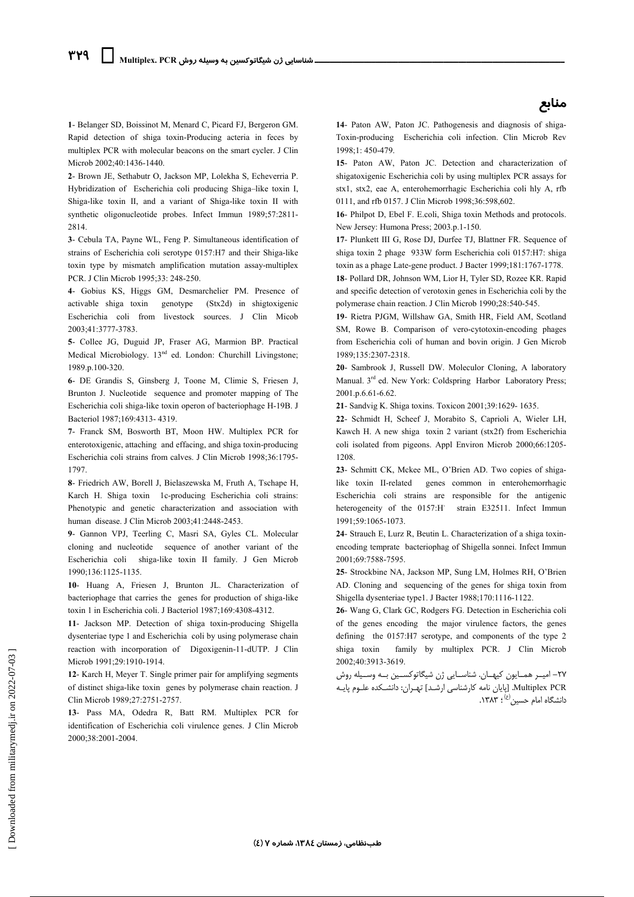# منابع

**1**- Belanger SD, Boissinot M, Menard C, Picard FJ, Bergeron GM. Rapid detection of shiga toxin-Producing acteria in feces by multiplex PCR with molecular beacons on the smart cycler. J Clin Microb 2002;40:1436-1440.

**2**- Brown JE, Sethabutr O, Jackson MP, Lolekha S, Echeverria P. Hybridization of Escherichia coli producing Shiga–like toxin I, Shiga-like toxin II, and a variant of Shiga-like toxin II with synthetic oligonucleotide probes. Infect Immun 1989;57:2811-2814.

**3**- Cebula TA, Payne WL, Feng P. Simultaneous identification of strains of Escherichia coli serotype 0157:H7 and their Shiga-like toxin type by mismatch amplification mutation assay-multiplex PCR. J Clin Microb 1995;33: 248-250.

**4**- Gobius KS, Higgs GM, Desmarchelier PM. Presence of activable shiga toxin genotype (Stx2d) in shigtoxigenic Escherichia coli from livestock sources. J Clin Micob 2003;41:3777-3783.

**5**- Collee JG, Duguid JP, Fraser AG, Marmion BP. Practical Medical Microbiology. 13[nd] ed. London: Churchill Livingstone; 1989.p.100-320.

**6**- DE Grandis S, Ginsberg J, Toone M, Climie S, Friesen J, Brunton J. Nucleotide sequence and promoter mapping of The Escherichia coli shiga-like toxin operon of bacteriophage H-19B. J Bacteriol 1987;169:4313- 4319.

**7**- Franck SM, Bosworth BT, Moon HW. Multiplex PCR for enterotoxigenic, attaching and effacing, and shiga toxin-producing Escherichia coli strains from calves. J Clin Microb 1998;36:1795-1797.

**8**- Friedrich AW, Borell J, Bielaszewska M, Fruth A, Tschape H, Karch H. Shiga toxin 1c-producing Escherichia coli strains: Phenotypic and genetic characterization and association with human disease. J Clin Microb 2003;41:2448-2453.

**9**- Gannon VPJ, Teerling C, Masri SA, Gyles CL. Molecular cloning and nucleotide sequence of another variant of the Escherichia coli shiga-like toxin II family. J Gen Microb 1990;136:1125-1135.

**10**- Huang A, Friesen J, Brunton JL. Characterization of bacteriophage that carries the genes for production of shiga-like toxin 1 in Escherichia coli. J Bacteriol 1987;169:4308-4312.

**11**- Jackson MP. Detection of shiga toxin-producing Shigella dysenteriae type 1 and Escherichia coli by using polymerase chain reaction with incorporation of Digoxigenin-11-dUTP. J Clin Microb 1991;29:1910-1914.

**12**- Karch H, Meyer T. Single primer pair for amplifying segments of distinct shiga-like toxin genes by polymerase chain reaction. J Clin Microb 1989;27:2751-2757.

**13**- Pass MA, Odedra R, Batt RM. Multiplex PCR for identification of Escherichia coli virulence genes. J Clin Microb 2000;38:2001-2004.

**14**- Paton AW, Paton JC. Pathogenesis and diagnosis of shiga-Toxin-producing Escherichia coli infection. Clin Microb Rev 1998;1: 450-479.

**15**- Paton AW, Paton JC. Detection and characterization of shigatoxigenic Escherichia coli by using multiplex PCR assays for stx1, stx2, eae A, enterohemorrhagic Escherichia coli hly A, rfb 0111, and rfb 0157. J Clin Microb 1998;36:598,602.

**16**- Philpot D, Ebel F. E.coli, Shiga toxin Methods and protocols. New Jersey: Humona Press; 2003.p.1-150.

**17**- Plunkett III G, Rose DJ, Durfee TJ, Blattner FR. Sequence of shiga toxin 2 phage 933W form Escherichia coli 0157:H7: shiga toxin as a phage Late-gene product. J Bacter 1999;181:1767-1778.

**18**- Pollard DR, Johnson WM, Lior H, Tyler SD, Rozee KR. Rapid and specific detection of verotoxin genes in Escherichia coli by the polymerase chain reaction. J Clin Microb 1990;28:540-545.

**19**- Rietra PJGM, Willshaw GA, Smith HR, Field AM, Scotland SM, Rowe B. Comparison of vero-cytotoxin-encoding phages from Escherichia coli of human and bovin origin. J Gen Microb 1989;135:2307-2318.

**20**- Sambrook J, Russell DW. Moleculor Cloning, A laboratory Manual. 3[rd] ed. New York: Coldspring Harbor Laboratory Press; 2001.p.6.61-6.62.

**21**- Sandvig K. Shiga toxins. Toxicon 2001;39:1629- 1635.

**22**- Schmidt H, Scheef J, Morabito S, Caprioli A, Wieler LH, Kawch H. A new shiga toxin 2 variant (stx2f) from Escherichia coli isolated from pigeons. Appl Environ Microb 2000;66:1205-1208.

**23**- Schmitt CK, Mckee ML, O'Brien AD. Two copies of shiga-like toxin II-related genes common in enterohemorrhagic Escherichia coli strains are responsible for the antigenic heterogeneity of the 0157:H- strain E32511. Infect Immun 1991;59:1065-1073.

**24**- Strauch E, Lurz R, Beutin L. Characterization of a shiga toxin-encoding temprate bacteriophag of Shigella sonnei. Infect Immun 2001;69:7588-7595.

**25**- Strockbine NA, Jackson MP, Sung LM, Holmes RH, O'Brien AD. Cloning and sequencing of the genes for shiga toxin from Shigella dysenteriae type1. J Bacter 1988;170:1116-1122.

**26**- Wang G, Clark GC, Rodgers FG. Detection in Escherichia coli of the genes encoding the major virulence factors, the genes defining the 0157:H7 serotype, and components of the type 2 shiga toxin family by multiplex PCR. J Clin Microb 2002;40:3913-3619.

۲۷– امیر همایون کیهان. شناسایی ژن شیگاتوکسین به وسیله روش Multiplex PCR. [پایان نامه کارشناسی ارشد] تهران: دانشکده علوم پایه دانشگاه امام حسین(ع)؛ ۱۳۸۳.